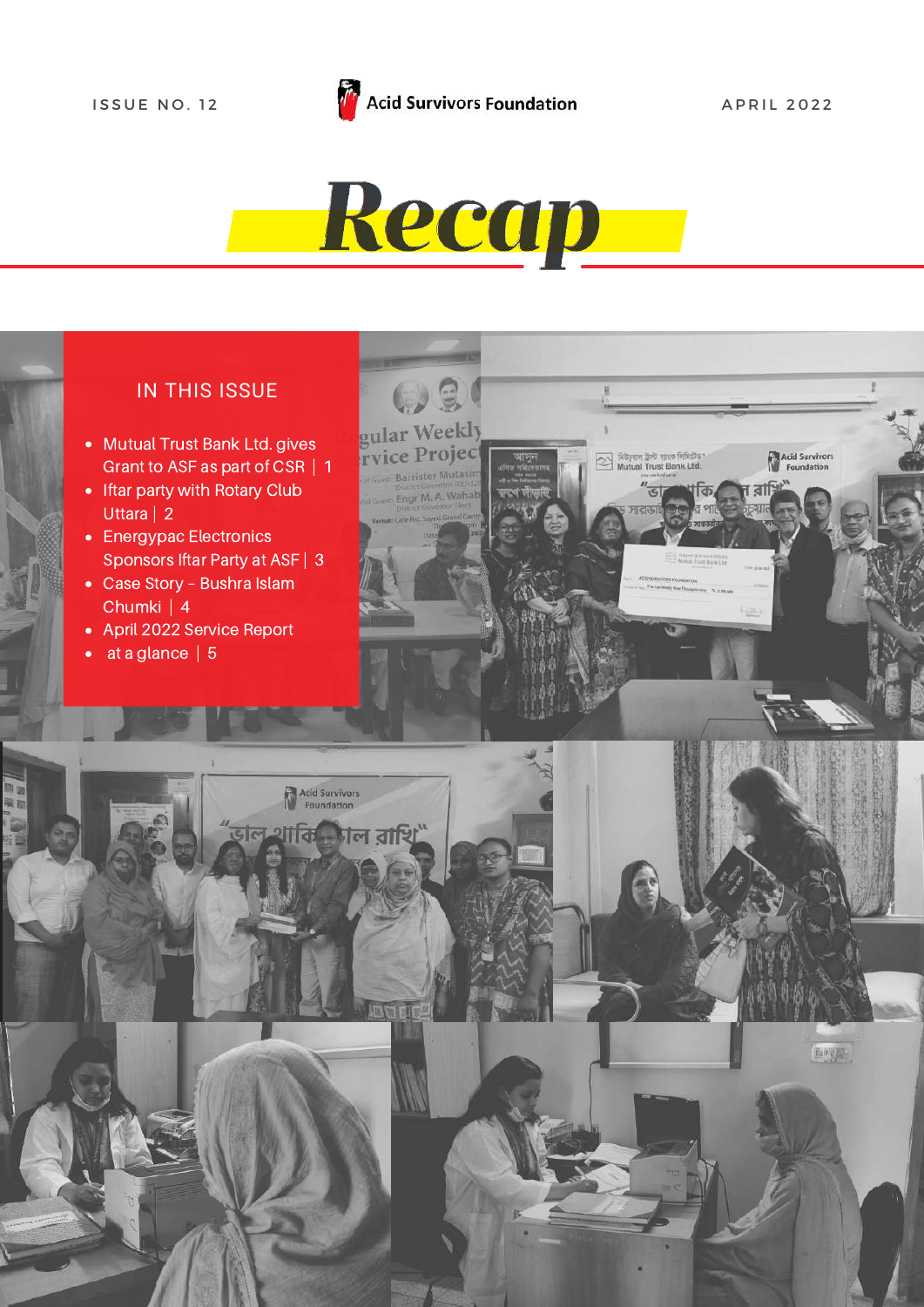ISSUE NO. 12

Acid Survivors Foundation

APRIL 2022

# Recap

## IN THIS ISSUE

- Mutual Trust Bank Ltd. gives Grant to ASF as part of CSR | 1
- Iftar party with Rotary Club Uttara | 2
- Energypac Electronics Sponsors Iftar Party at ASF | 3
- Case Story - Bushra Islam Chumki | 4
- April 2022 Service Report
- at a glance | 5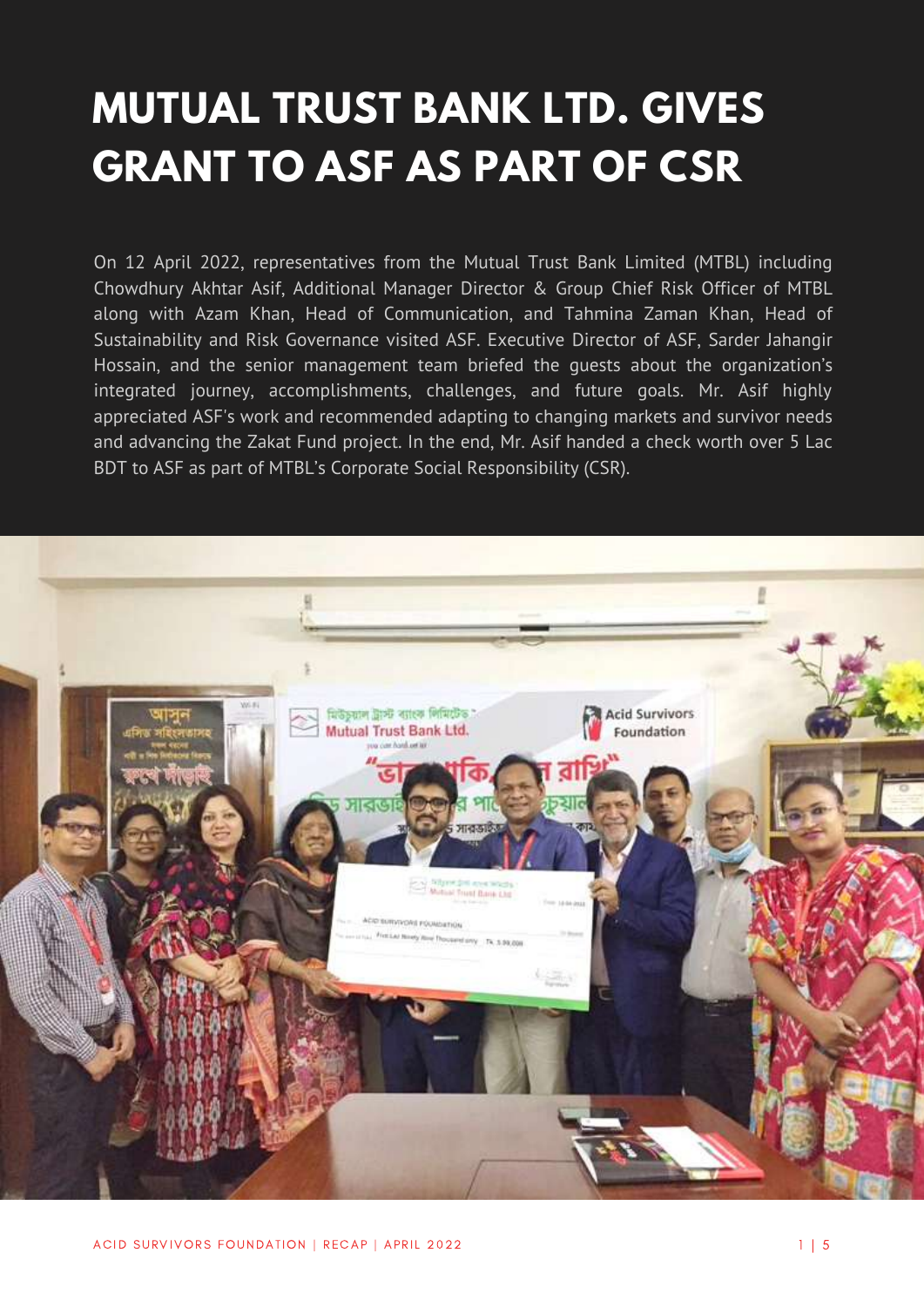# MUTUAL TRUST BANK LTD. GIVES GRANT TO ASF AS PART OF CSR

On 12 April 2022, representatives from the Mutual Trust Bank Limited (MTBL) including Chowdhury Akhtar Asif, Additional Manager Director & Group Chief Risk Officer of MTBL along with Azam Khan, Head of Communication, and Tahmina Zaman Khan, Head of Sustainability and Risk Governance visited ASF. Executive Director of ASF, Sarder Jahangir Hossain, and the senior management team briefed the guests about the organization's integrated journey, accomplishments, challenges, and future goals. Mr. Asif highly appreciated ASF's work and recommended adapting to changing markets and survivor needs and advancing the Zakat Fund project. In the end, Mr. Asif handed a check worth over 5 Lac BDT to ASF as part of MTBL's Corporate Social Responsibility (CSR).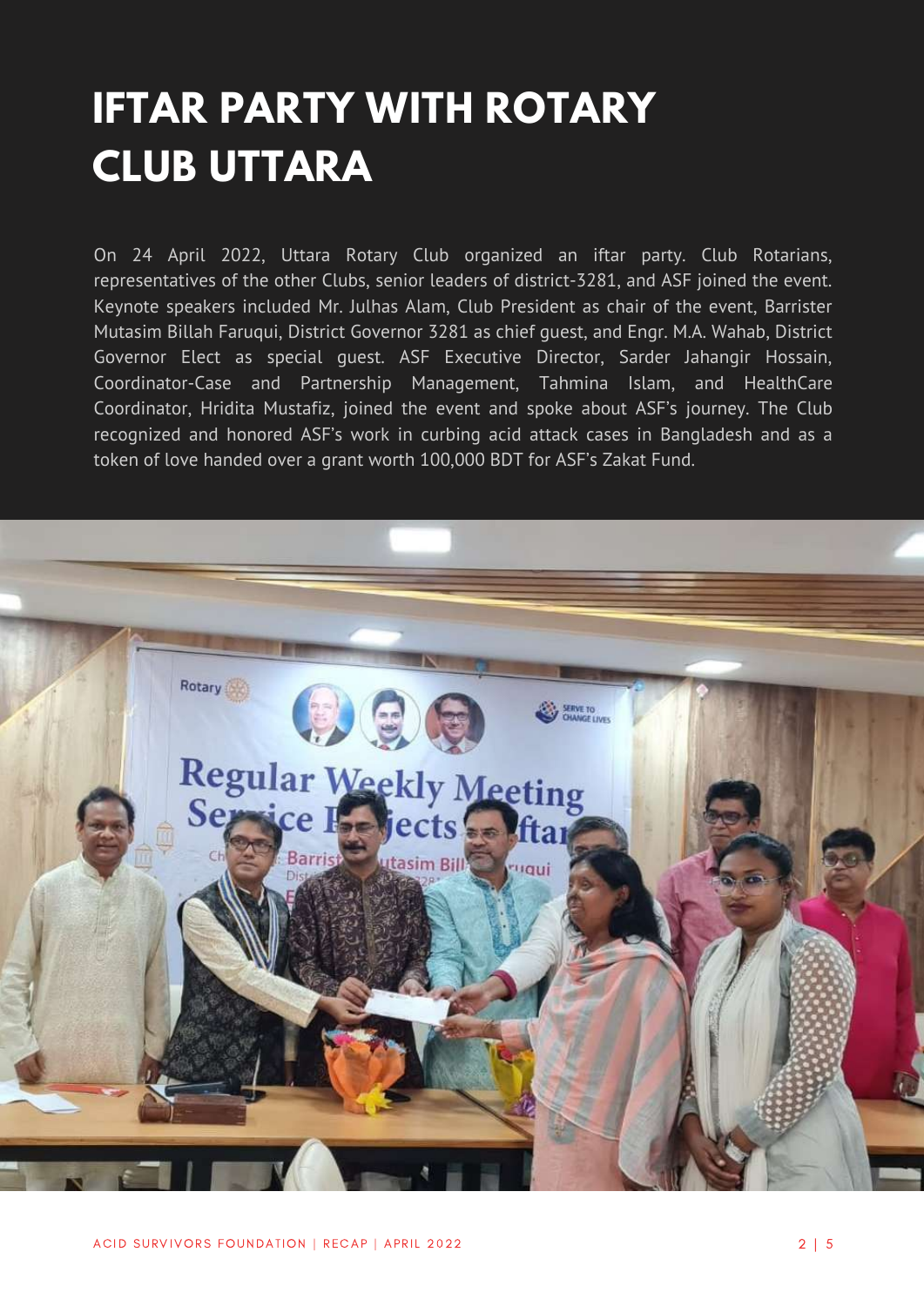# IFTAR PARTY WITH ROTARY CLUB UTTARA

On 24 April 2022, Uttara Rotary Club organized an iftar party. Club Rotarians, representatives of the other Clubs, senior leaders of district-3281, and ASF joined the event. Keynote speakers included Mr. Julhas Alam, Club President as chair of the event, Barrister Mutasim Billah Faruqui, District Governor 3281 as chief guest, and Engr. M.A. Wahab, District Governor Elect as special guest. ASF Executive Director, Sarder Jahangir Hossain, Coordinator-Case and Partnership Management, Tahmina Islam, and HealthCare Coordinator, Hridita Mustafiz, joined the event and spoke about ASF's journey. The Club recognized and honored ASF's work in curbing acid attack cases in Bangladesh and as a token of love handed over a grant worth 100,000 BDT for ASF's Zakat Fund.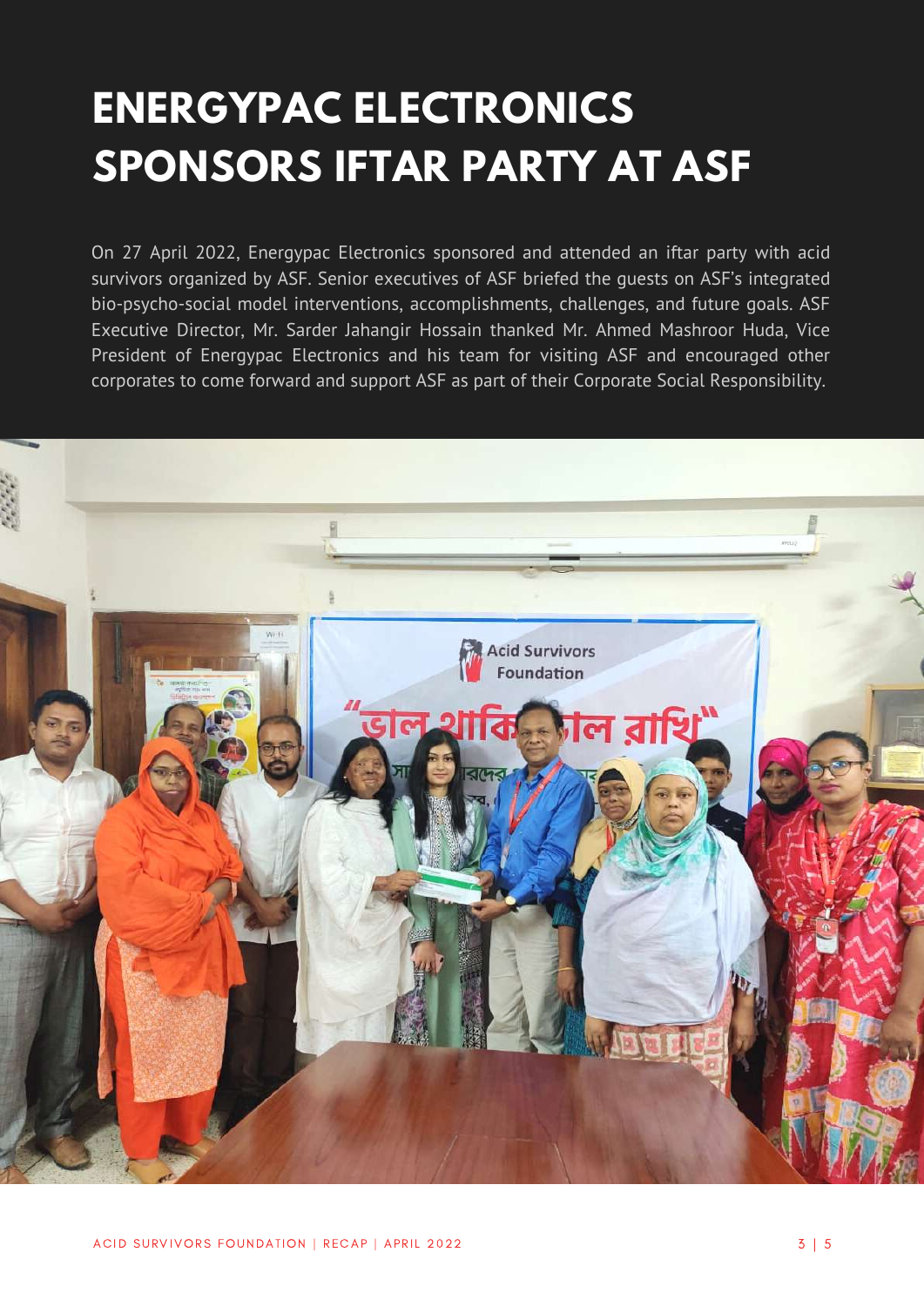# ENERGYPAC ELECTRONICS SPONSORS IFTAR PARTY AT ASF

On 27 April 2022, Energypac Electronics sponsored and attended an iftar party with acid survivors organized by ASF. Senior executives of ASF briefed the guests on ASF's integrated bio-psycho-social model interventions, accomplishments, challenges, and future goals. ASF Executive Director, Mr. Sarder Jahangir Hossain thanked Mr. Ahmed Mashroor Huda, Vice President of Energypac Electronics and his team for visiting ASF and encouraged other corporates to come forward and support ASF as part of their Corporate Social Responsibility.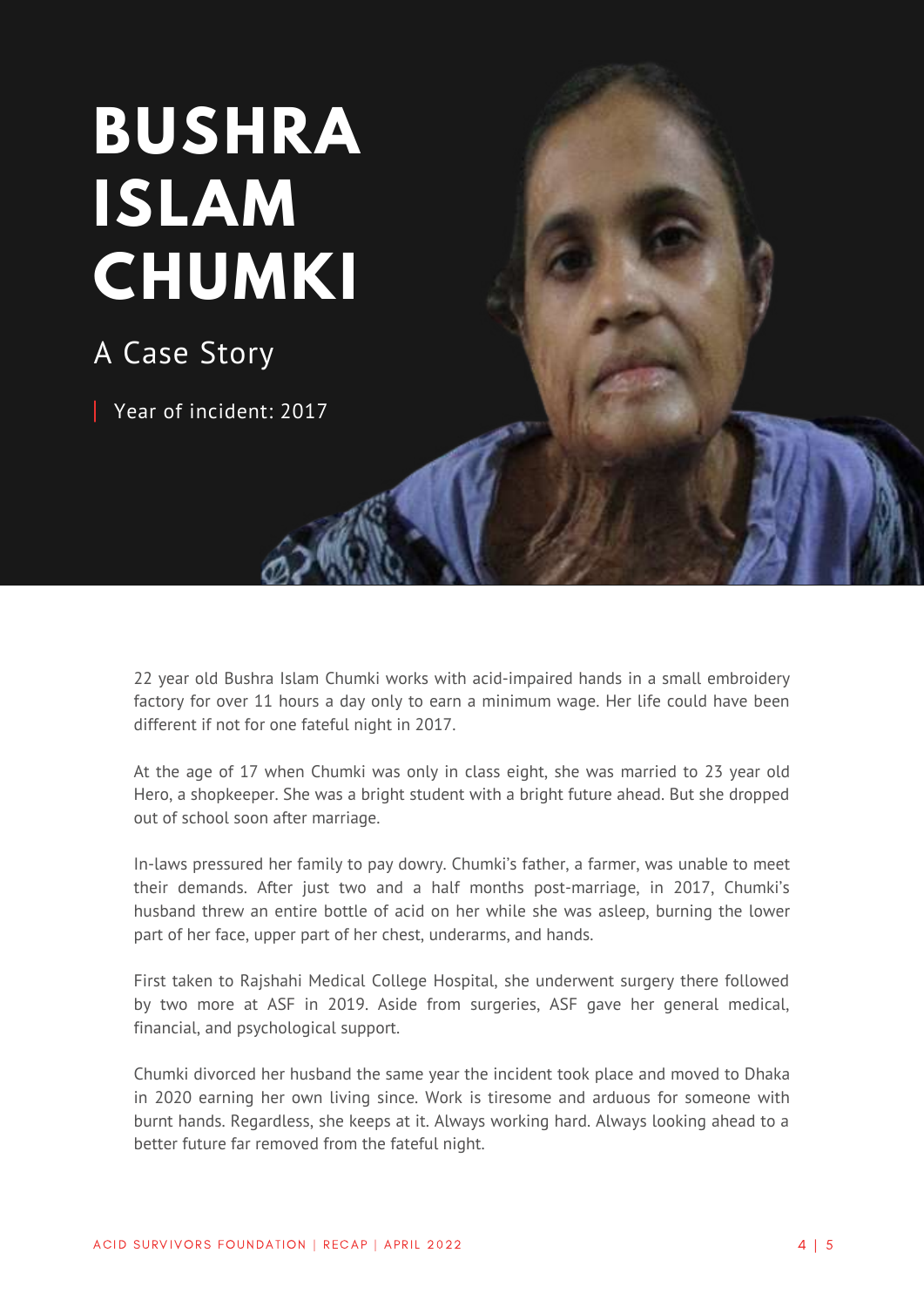# BUSHRA ISLAM CHUMKI

## A Case Story

Year of incident: 2017

22 year old Bushra Islam Chumki works with acid-impaired hands in a small embroidery factory for over 11 hours a day only to earn a minimum wage. Her life could have been different if not for one fateful night in 2017.

At the age of 17 when Chumki was only in class eight, she was married to 23 year old Hero, a shopkeeper. She was a bright student with a bright future ahead. But she dropped out of school soon after marriage.

In-laws pressured her family to pay dowry. Chumki's father, a farmer, was unable to meet their demands. After just two and a half months post-marriage, in 2017, Chumki's husband threw an entire bottle of acid on her while she was asleep, burning the lower part of her face, upper part of her chest, underarms, and hands.

First taken to Rajshahi Medical College Hospital, she underwent surgery there followed by two more at ASF in 2019. Aside from surgeries, ASF gave her general medical, financial, and psychological support.

Chumki divorced her husband the same year the incident took place and moved to Dhaka in 2020 earning her own living since. Work is tiresome and arduous for someone with burnt hands. Regardless, she keeps at it. Always working hard. Always looking ahead to a better future far removed from the fateful night.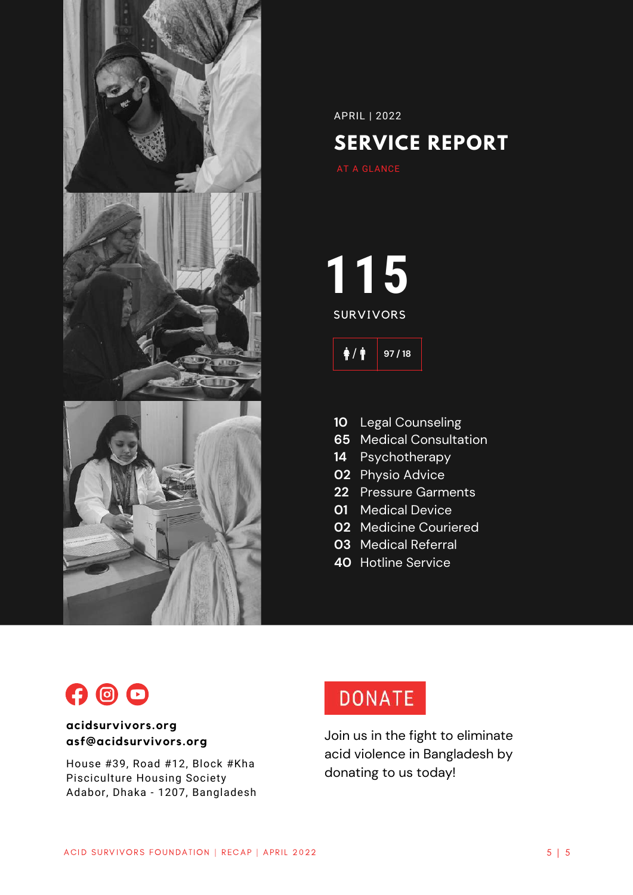APRIL | 2022

# SERVICE REPORT

AT A GLANCE

## 115

SURVIVORS

| | |
|---|---|
| 🚺 / 🚹 | 97 / 18 |

- **10** Legal Counseling
- **65** Medical Consultation
- **14** Psychotherapy
- **02** Physio Advice
- **22** Pressure Garments
- **01** Medical Device
- **02** Medicine Couriered
- **03** Medical Referral
- **40** Hotline Service

**acidsurvivors.org**
**asf@acidsurvivors.org**

House #39, Road #12, Block #Kha
Pisciculture Housing Society
Adabor, Dhaka - 1207, Bangladesh

**DONATE**

Join us in the fight to eliminate acid violence in Bangladesh by donating to us today!